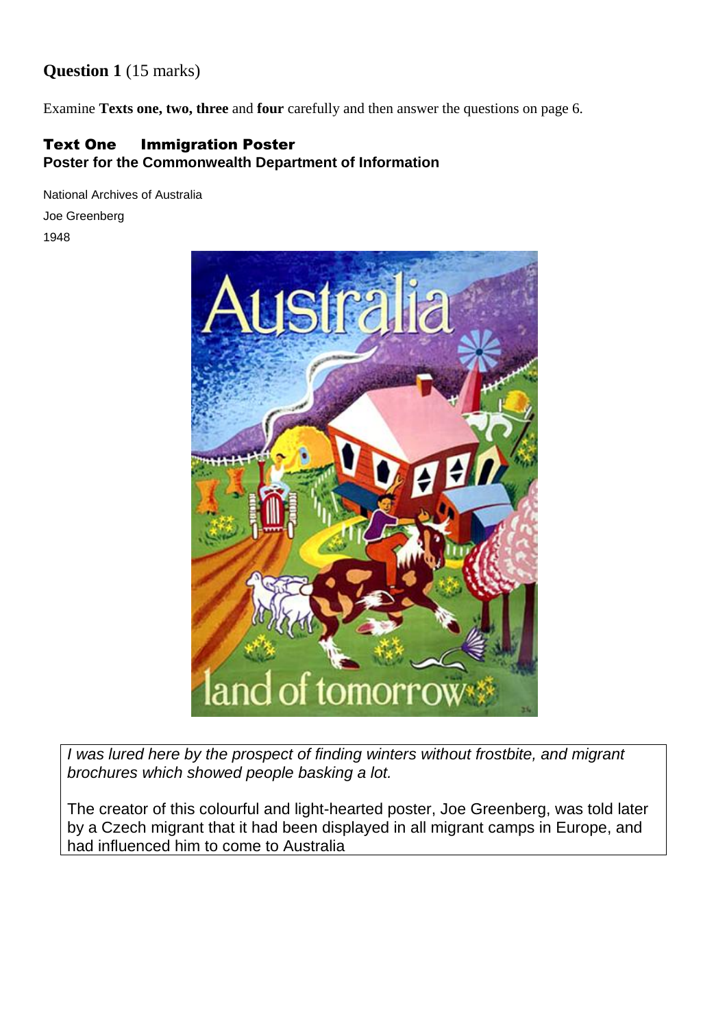**Question 1** (15 marks)

Examine **Texts one, two, three** and **four** carefully and then answer the questions on page 6.

**Text One    Immigration Poster**
**Poster for the Commonwealth Department of Information**

National Archives of Australia

Joe Greenberg

1948

*I was lured here by the prospect of finding winters without frostbite, and migrant brochures which showed people basking a lot.*

The creator of this colourful and light-hearted poster, Joe Greenberg, was told later by a Czech migrant that it had been displayed in all migrant camps in Europe, and had influenced him to come to Australia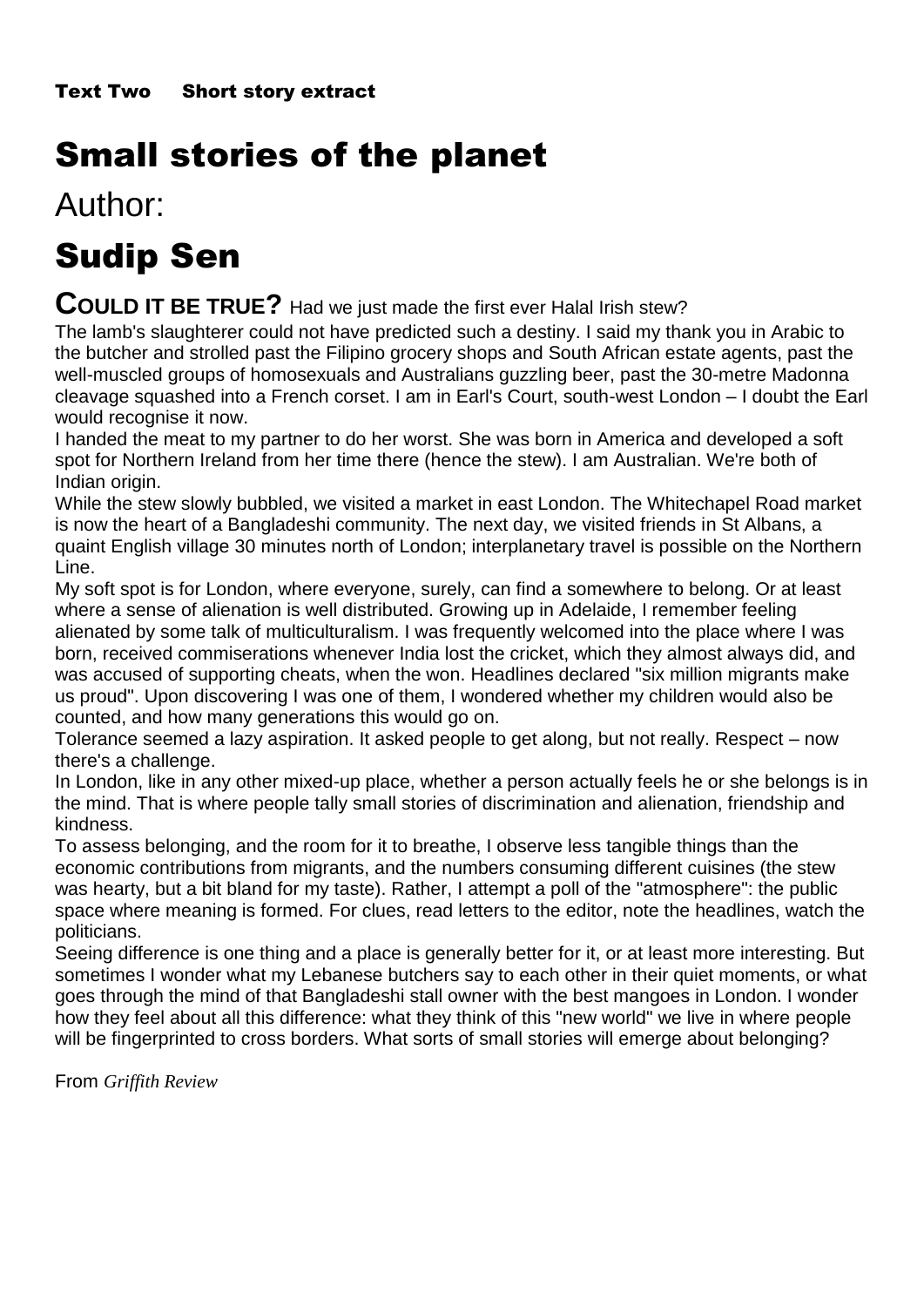**Text Two    Short story extract**

# Small stories of the planet

Author:

# Sudip Sen

**COULD IT BE TRUE?** Had we just made the first ever Halal Irish stew?

The lamb's slaughterer could not have predicted such a destiny. I said my thank you in Arabic to the butcher and strolled past the Filipino grocery shops and South African estate agents, past the well-muscled groups of homosexuals and Australians guzzling beer, past the 30-metre Madonna cleavage squashed into a French corset. I am in Earl's Court, south-west London – I doubt the Earl would recognise it now.

I handed the meat to my partner to do her worst. She was born in America and developed a soft spot for Northern Ireland from her time there (hence the stew). I am Australian. We're both of Indian origin.

While the stew slowly bubbled, we visited a market in east London. The Whitechapel Road market is now the heart of a Bangladeshi community. The next day, we visited friends in St Albans, a quaint English village 30 minutes north of London; interplanetary travel is possible on the Northern Line.

My soft spot is for London, where everyone, surely, can find a somewhere to belong. Or at least where a sense of alienation is well distributed. Growing up in Adelaide, I remember feeling alienated by some talk of multiculturalism. I was frequently welcomed into the place where I was born, received commiserations whenever India lost the cricket, which they almost always did, and was accused of supporting cheats, when the won. Headlines declared "six million migrants make us proud". Upon discovering I was one of them, I wondered whether my children would also be counted, and how many generations this would go on.

Tolerance seemed a lazy aspiration. It asked people to get along, but not really. Respect – now there's a challenge.

In London, like in any other mixed-up place, whether a person actually feels he or she belongs is in the mind. That is where people tally small stories of discrimination and alienation, friendship and kindness.

To assess belonging, and the room for it to breathe, I observe less tangible things than the economic contributions from migrants, and the numbers consuming different cuisines (the stew was hearty, but a bit bland for my taste). Rather, I attempt a poll of the "atmosphere": the public space where meaning is formed. For clues, read letters to the editor, note the headlines, watch the politicians.

Seeing difference is one thing and a place is generally better for it, or at least more interesting. But sometimes I wonder what my Lebanese butchers say to each other in their quiet moments, or what goes through the mind of that Bangladeshi stall owner with the best mangoes in London. I wonder how they feel about all this difference: what they think of this "new world" we live in where people will be fingerprinted to cross borders. What sorts of small stories will emerge about belonging?

From *Griffith Review*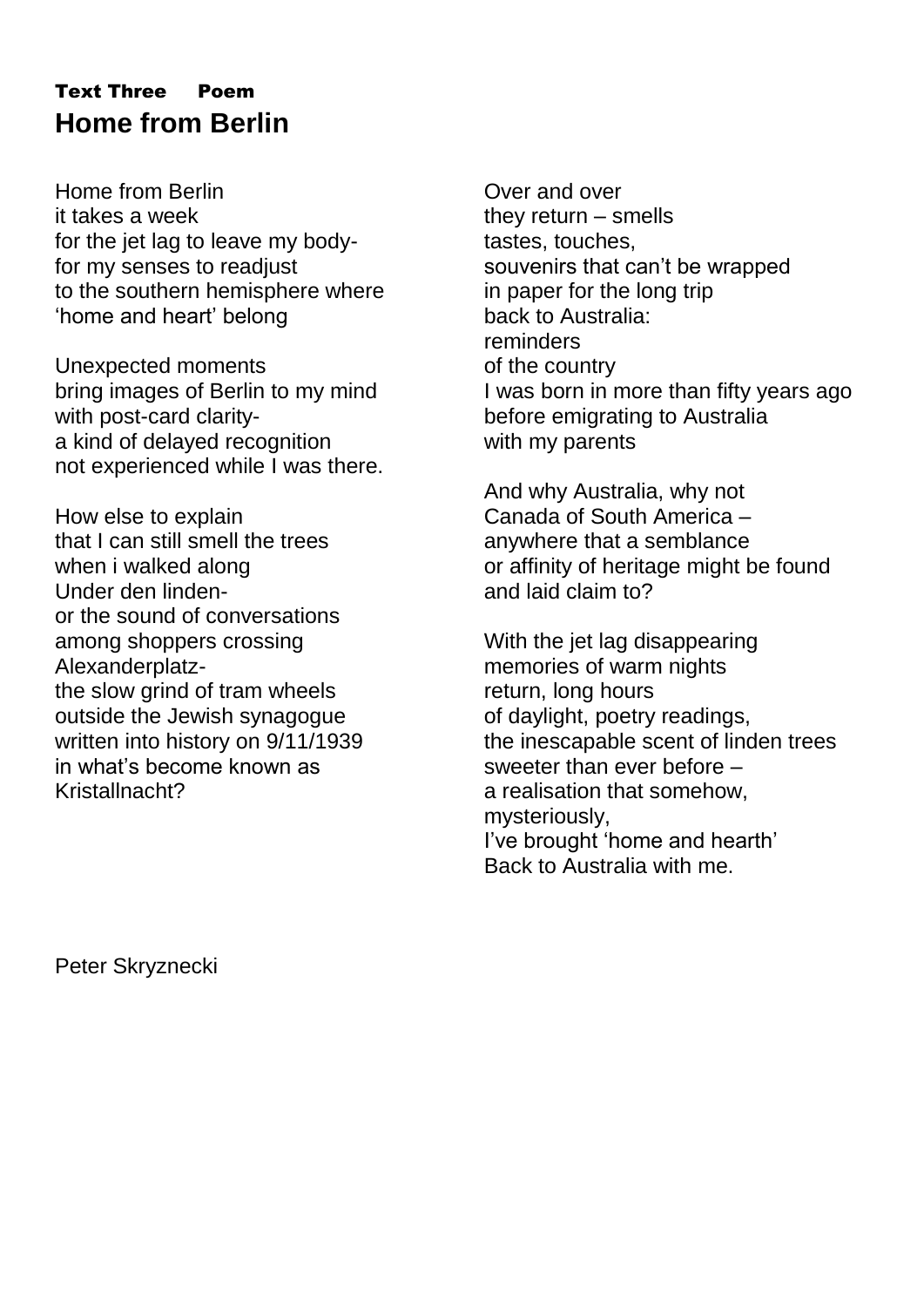**Text Three Poem**

# Home from Berlin

Home from Berlin
it takes a week
for the jet lag to leave my body-
for my senses to readjust
to the southern hemisphere where
'home and heart' belong

Unexpected moments
bring images of Berlin to my mind
with post-card clarity-
a kind of delayed recognition
not experienced while I was there.

How else to explain
that I can still smell the trees
when i walked along
Under den linden-
or the sound of conversations
among shoppers crossing
Alexanderplatz-
the slow grind of tram wheels
outside the Jewish synagogue
written into history on 9/11/1939
in what's become known as
Kristallnacht?

Over and over
they return – smells
tastes, touches,
souvenirs that can't be wrapped
in paper for the long trip
back to Australia:
reminders
of the country
I was born in more than fifty years ago
before emigrating to Australia
with my parents

And why Australia, why not
Canada of South America –
anywhere that a semblance
or affinity of heritage might be found
and laid claim to?

With the jet lag disappearing
memories of warm nights
return, long hours
of daylight, poetry readings,
the inescapable scent of linden trees
sweeter than ever before –
a realisation that somehow,
mysteriously,
I've brought 'home and hearth'
Back to Australia with me.

Peter Skryznecki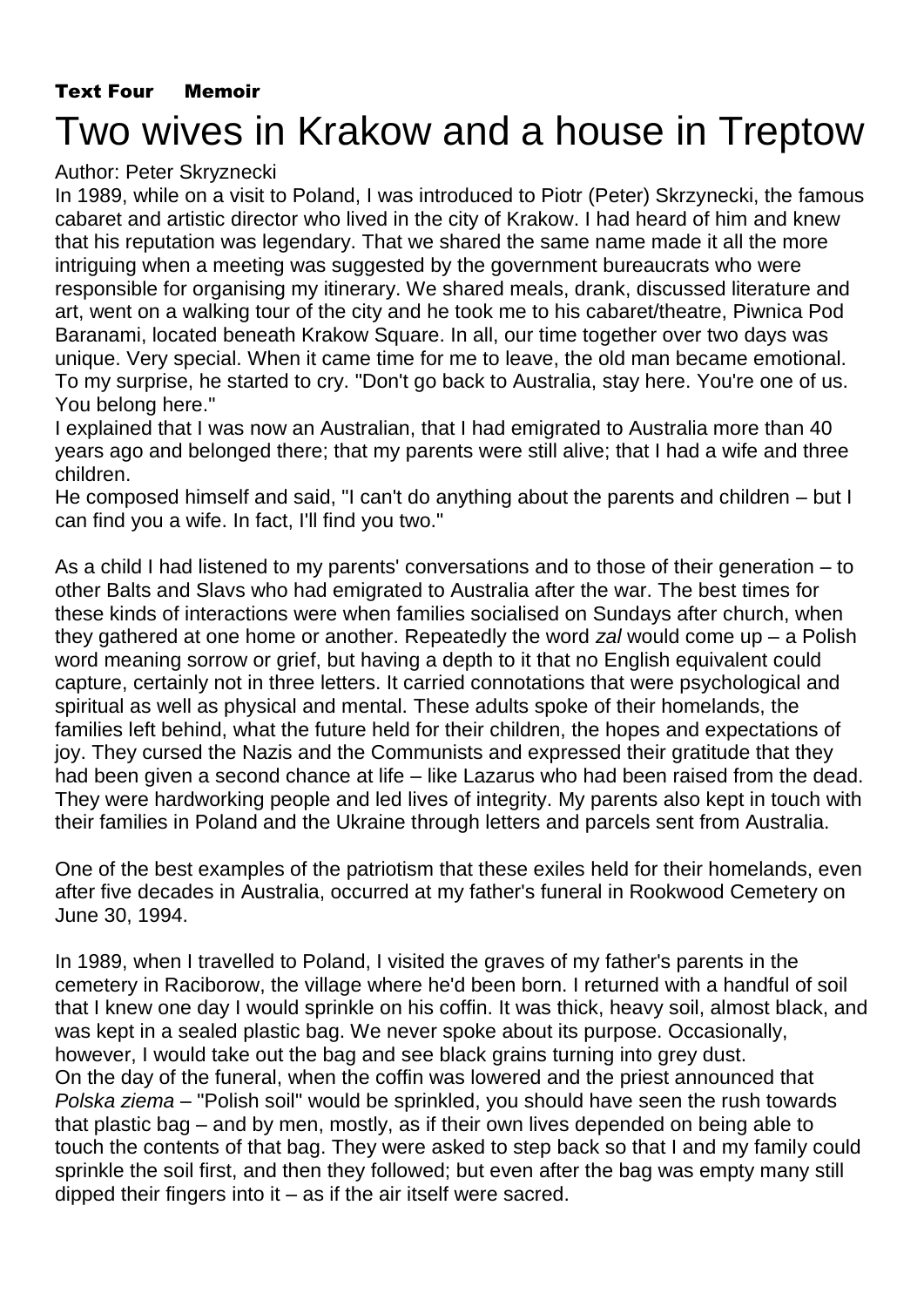**Text Four Memoir**

# Two wives in Krakow and a house in Treptow

Author: Peter Skryznecki

In 1989, while on a visit to Poland, I was introduced to Piotr (Peter) Skrzynecki, the famous cabaret and artistic director who lived in the city of Krakow. I had heard of him and knew that his reputation was legendary. That we shared the same name made it all the more intriguing when a meeting was suggested by the government bureaucrats who were responsible for organising my itinerary. We shared meals, drank, discussed literature and art, went on a walking tour of the city and he took me to his cabaret/theatre, Piwnica Pod Baranami, located beneath Krakow Square. In all, our time together over two days was unique. Very special. When it came time for me to leave, the old man became emotional. To my surprise, he started to cry. "Don't go back to Australia, stay here. You're one of us. You belong here."

I explained that I was now an Australian, that I had emigrated to Australia more than 40 years ago and belonged there; that my parents were still alive; that I had a wife and three children.

He composed himself and said, "I can't do anything about the parents and children – but I can find you a wife. In fact, I'll find you two."

As a child I had listened to my parents' conversations and to those of their generation – to other Balts and Slavs who had emigrated to Australia after the war. The best times for these kinds of interactions were when families socialised on Sundays after church, when they gathered at one home or another. Repeatedly the word *zal* would come up – a Polish word meaning sorrow or grief, but having a depth to it that no English equivalent could capture, certainly not in three letters. It carried connotations that were psychological and spiritual as well as physical and mental. These adults spoke of their homelands, the families left behind, what the future held for their children, the hopes and expectations of joy. They cursed the Nazis and the Communists and expressed their gratitude that they had been given a second chance at life – like Lazarus who had been raised from the dead. They were hardworking people and led lives of integrity. My parents also kept in touch with their families in Poland and the Ukraine through letters and parcels sent from Australia.

One of the best examples of the patriotism that these exiles held for their homelands, even after five decades in Australia, occurred at my father's funeral in Rookwood Cemetery on June 30, 1994.

In 1989, when I travelled to Poland, I visited the graves of my father's parents in the cemetery in Raciborow, the village where he'd been born. I returned with a handful of soil that I knew one day I would sprinkle on his coffin. It was thick, heavy soil, almost black, and was kept in a sealed plastic bag. We never spoke about its purpose. Occasionally, however, I would take out the bag and see black grains turning into grey dust.

On the day of the funeral, when the coffin was lowered and the priest announced that *Polska ziema* – "Polish soil" would be sprinkled, you should have seen the rush towards that plastic bag – and by men, mostly, as if their own lives depended on being able to touch the contents of that bag. They were asked to step back so that I and my family could sprinkle the soil first, and then they followed; but even after the bag was empty many still dipped their fingers into it – as if the air itself were sacred.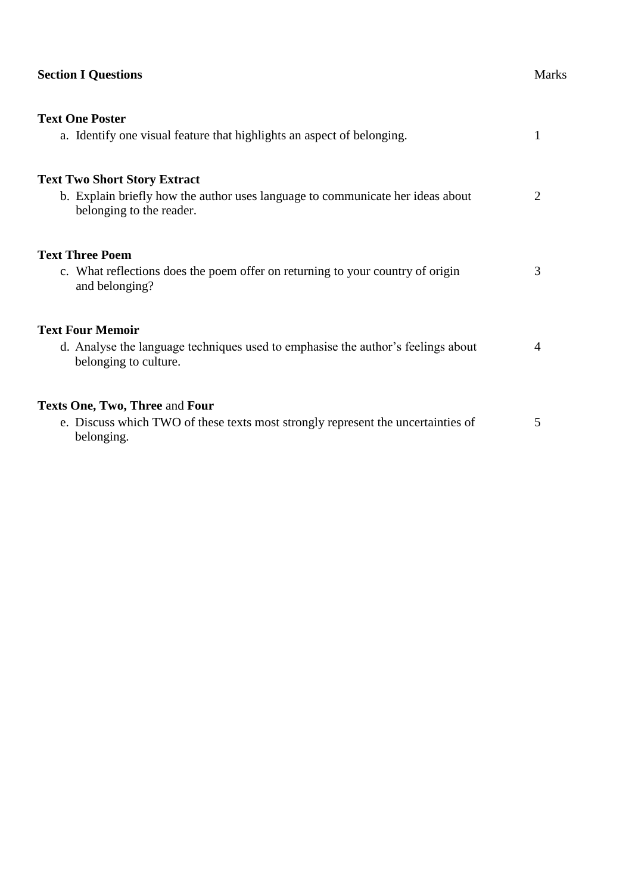| **Section I Questions** | Marks |
|---|---|
| **Text One Poster** | |
| a. Identify one visual feature that highlights an aspect of belonging. | 1 |
| **Text Two Short Story Extract** | |
| b. Explain briefly how the author uses language to communicate her ideas about belonging to the reader. | 2 |
| **Text Three Poem** | |
| c. What reflections does the poem offer on returning to your country of origin and belonging? | 3 |
| **Text Four Memoir** | |
| d. Analyse the language techniques used to emphasise the author's feelings about belonging to culture. | 4 |
| **Texts One, Two, Three** and **Four** | |
| e. Discuss which TWO of these texts most strongly represent the uncertainties of belonging. | 5 |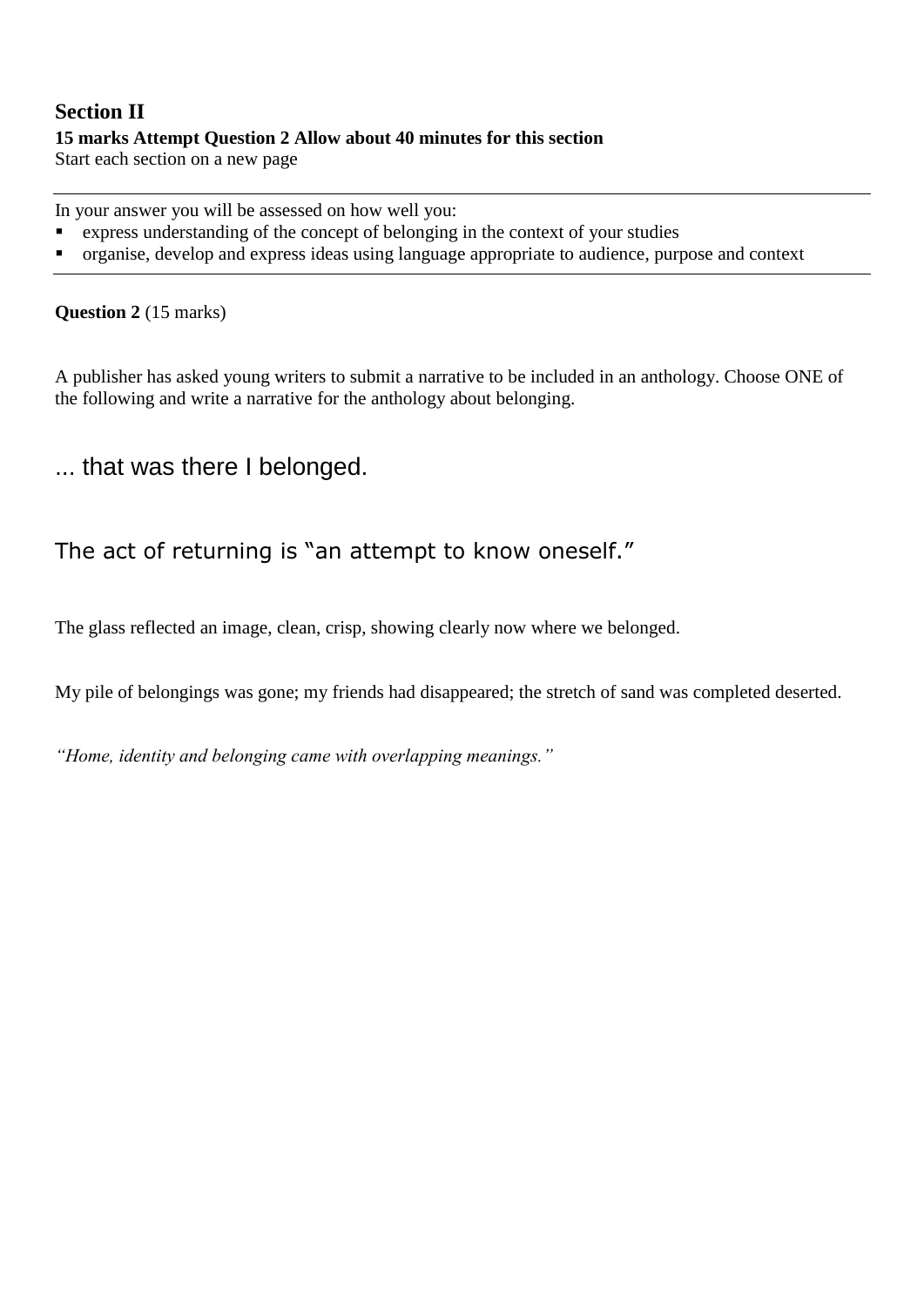## Section II

**15 marks Attempt Question 2 Allow about 40 minutes for this section**

Start each section on a new page

---

In your answer you will be assessed on how well you:

- express understanding of the concept of belonging in the context of your studies
- organise, develop and express ideas using language appropriate to audience, purpose and context

---

**Question 2** (15 marks)

A publisher has asked young writers to submit a narrative to be included in an anthology. Choose ONE of the following and write a narrative for the anthology about belonging.

... that was there I belonged.

The act of returning is "an attempt to know oneself."

The glass reflected an image, clean, crisp, showing clearly now where we belonged.

My pile of belongings was gone; my friends had disappeared; the stretch of sand was completed deserted.

*"Home, identity and belonging came with overlapping meanings."*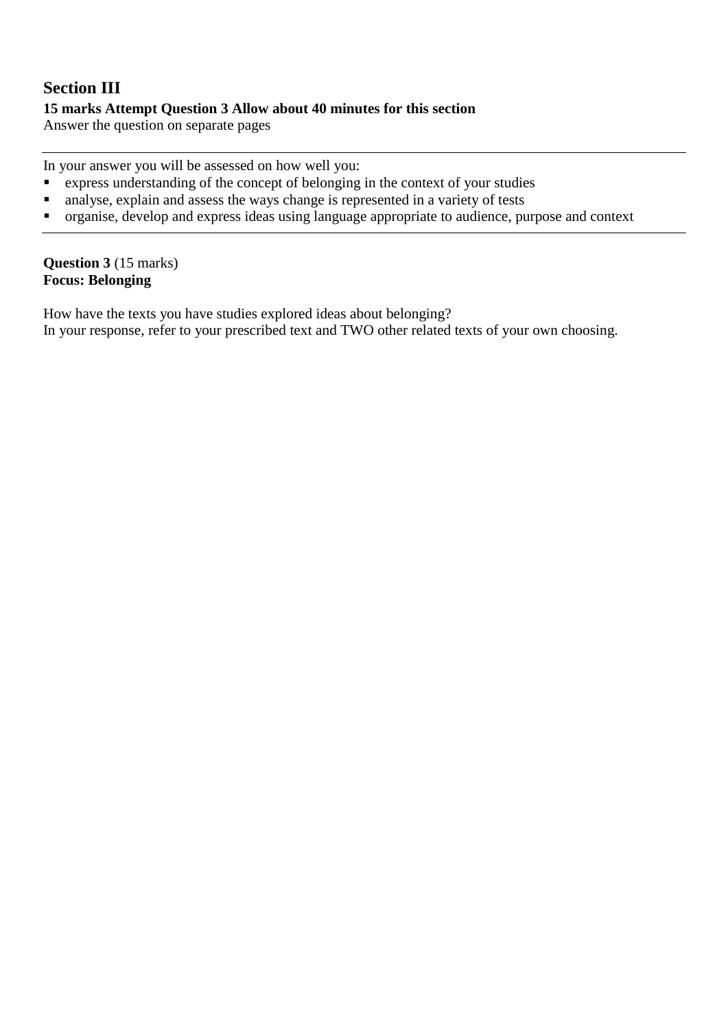## Section III

**15 marks Attempt Question 3 Allow about 40 minutes for this section**
Answer the question on separate pages

---

In your answer you will be assessed on how well you:

- express understanding of the concept of belonging in the context of your studies
- analyse, explain and assess the ways change is represented in a variety of tests
- organise, develop and express ideas using language appropriate to audience, purpose and context

---

**Question 3** (15 marks)
**Focus: Belonging**

How have the texts you have studies explored ideas about belonging?
In your response, refer to your prescribed text and TWO other related texts of your own choosing.